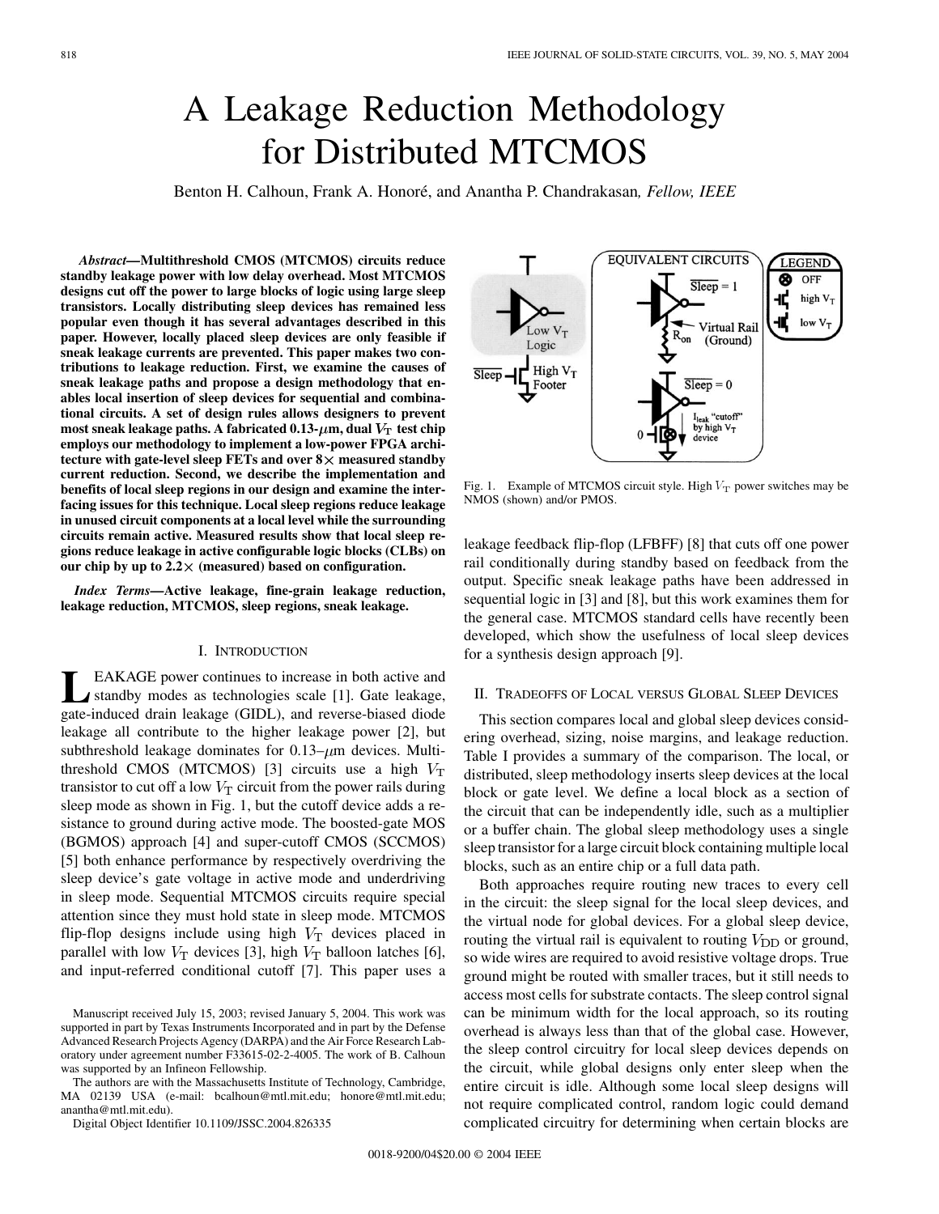# A Leakage Reduction Methodology for Distributed MTCMOS

Benton H. Calhoun, Frank A. Honoré, and Anantha P. Chandrakasan, *Fellow, IEEE*

***Abstract*—Multithreshold CMOS (MTCMOS) circuits reduce standby leakage power with low delay overhead. Most MTCMOS designs cut off the power to large blocks of logic using large sleep transistors. Locally distributing sleep devices has remained less popular even though it has several advantages described in this paper. However, locally placed sleep devices are only feasible if sneak leakage currents are prevented. This paper makes two contributions to leakage reduction. First, we examine the causes of sneak leakage paths and propose a design methodology that enables local insertion of sleep devices for sequential and combinational circuits. A set of design rules allows designers to prevent most sneak leakage paths. A fabricated 0.13-$\mu$m, dual $V_T$ test chip employs our methodology to implement a low-power FPGA architecture with gate-level sleep FETs and over 8× measured standby current reduction. Second, we describe the implementation and benefits of local sleep regions in our design and examine the interfacing issues for this technique. Local sleep regions reduce leakage in unused circuit components at a local level while the surrounding circuits remain active. Measured results show that local sleep regions reduce leakage in active configurable logic blocks (CLBs) on our chip by up to 2.2× (measured) based on configuration.**

***Index Terms*—Active leakage, fine-grain leakage reduction, leakage reduction, MTCMOS, sleep regions, sneak leakage.**

## I. Introduction

Leakage power continues to increase in both active and standby modes as technologies scale [1]. Gate leakage, gate-induced drain leakage (GIDL), and reverse-biased diode leakage all contribute to the higher leakage power [2], but subthreshold leakage dominates for 0.13–$\mu$m devices. Multi-threshold CMOS (MTCMOS) [3] circuits use a high $V_T$ transistor to cut off a low $V_T$ circuit from the power rails during sleep mode as shown in Fig. 1, but the cutoff device adds a resistance to ground during active mode. The boosted-gate MOS (BGMOS) approach [4] and super-cutoff CMOS (SCCMOS) [5] both enhance performance by respectively overdriving the sleep device's gate voltage in active mode and underdriving in sleep mode. Sequential MTCMOS circuits require special attention since they must hold state in sleep mode. MTCMOS flip-flop designs include using high $V_T$ devices placed in parallel with low $V_T$ devices [3], high $V_T$ balloon latches [6], and input-referred conditional cutoff [7]. This paper uses a leakage feedback flip-flop (LFBFF) [8] that cuts off one power rail conditionally during standby based on feedback from the output. Specific sneak leakage paths have been addressed in sequential logic in [3] and [8], but this work examines them for the general case. MTCMOS standard cells have recently been developed, which show the usefulness of local sleep devices for a synthesis design approach [9].

Low $V_T$ Logic

Sleep

High $V_T$ Footer

EQUIVALENT CIRCUITS

Sleep = 1

$R_{on}$

Virtual Rail (Ground)

Sleep = 0

0

$I_{leak}$ "cutoff" by high $V_T$ device

LEGEND

OFF

high $V_T$

low $V_T$

Fig. 1. Example of MTCMOS circuit style. High $V_T$ power switches may be NMOS (shown) and/or PMOS.

## II. Tradeoffs of Local versus Global Sleep Devices

This section compares local and global sleep devices considering overhead, sizing, noise margins, and leakage reduction. Table I provides a summary of the comparison. The local, or distributed, sleep methodology inserts sleep devices at the local block or gate level. We define a local block as a section of the circuit that can be independently idle, such as a multiplier or a buffer chain. The global sleep methodology uses a single sleep transistor for a large circuit block containing multiple local blocks, such as an entire chip or a full data path.

Both approaches require routing new traces to every cell in the circuit: the sleep signal for the local sleep devices, and the virtual node for global devices. For a global sleep device, routing the virtual rail is equivalent to routing $V_{DD}$ or ground, so wide wires are required to avoid resistive voltage drops. True ground might be routed with smaller traces, but it still needs to access most cells for substrate contacts. The sleep control signal can be minimum width for the local approach, so its routing overhead is always less than that of the global case. However, the sleep control circuitry for local sleep devices depends on the circuit, while global designs only enter sleep when the entire circuit is idle. Although some local sleep designs will not require complicated control, random logic could demand complicated circuitry for determining when certain blocks are

Manuscript received July 15, 2003; revised January 5, 2004. This work was supported in part by Texas Instruments Incorporated and in part by the Defense Advanced Research Projects Agency (DARPA) and the Air Force Research Laboratory under agreement number F33615-02-2-4005. The work of B. Calhoun was supported by an Infineon Fellowship.

The authors are with the Massachusetts Institute of Technology, Cambridge, MA 02139 USA (e-mail: bcalhoun@mtl.mit.edu; honore@mtl.mit.edu; anantha@mtl.mit.edu).

Digital Object Identifier 10.1109/JSSC.2004.826335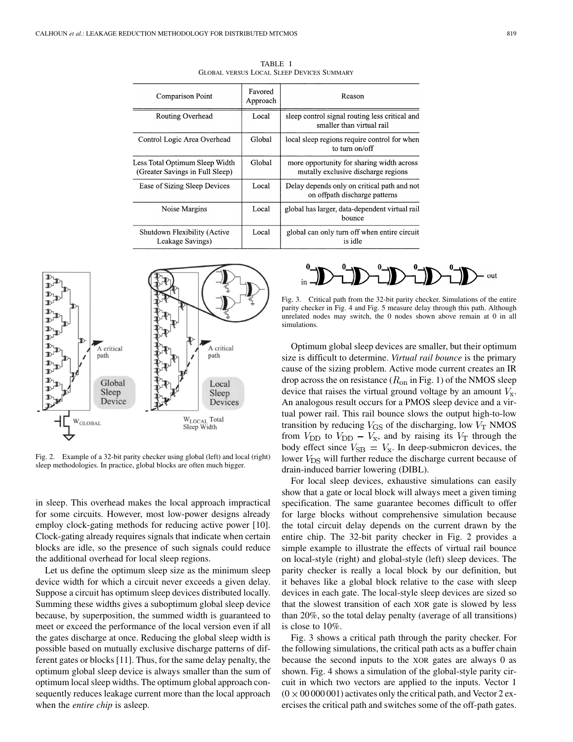TABLE I
GLOBAL VERSUS LOCAL SLEEP DEVICES SUMMARY

| Comparison Point | Favored Approach | Reason |
|---|---|---|
| Routing Overhead | Local | sleep control signal routing less critical and smaller than virtual rail |
| Control Logic Area Overhead | Global | local sleep regions require control for when to turn on/off |
| Less Total Optimum Sleep Width (Greater Savings in Full Sleep) | Global | more opportunity for sharing width across mutally exclusive discharge regions |
| Ease of Sizing Sleep Devices | Local | Delay depends only on critical path and not on offpath discharge patterns |
| Noise Margins | Local | global has larger, data-dependent virtual rail bounce |
| Shutdown Flexibility (Active Leakage Savings) | Local | global can only turn off when entire circuit is idle |

Fig. 2. Example of a 32-bit parity checker using global (left) and local (right) sleep methodologies. In practice, global blocks are often much bigger.

in sleep. This overhead makes the local approach impractical for some circuits. However, most low-power designs already employ clock-gating methods for reducing active power [10]. Clock-gating already requires signals that indicate when certain blocks are idle, so the presence of such signals could reduce the additional overhead for local sleep regions.

Let us define the optimum sleep size as the minimum sleep device width for which a circuit never exceeds a given delay. Suppose a circuit has optimum sleep devices distributed locally. Summing these widths gives a suboptimum global sleep device because, by superposition, the summed width is guaranteed to meet or exceed the performance of the local version even if all the gates discharge at once. Reducing the global sleep width is possible based on mutually exclusive discharge patterns of different gates or blocks [11]. Thus, for the same delay penalty, the optimum global sleep device is always smaller than the sum of optimum local sleep widths. The optimum global approach consequently reduces leakage current more than the local approach when the *entire chip* is asleep.

Fig. 3. Critical path from the 32-bit parity checker. Simulations of the entire parity checker in Fig. 4 and Fig. 5 measure delay through this path. Although unrelated nodes may switch, the 0 nodes shown above remain at 0 in all simulations.

Optimum global sleep devices are smaller, but their optimum size is difficult to determine. *Virtual rail bounce* is the primary cause of the sizing problem. Active mode current creates an IR drop across the on resistance ($R_{\text{on}}$ in Fig. 1) of the NMOS sleep device that raises the virtual ground voltage by an amount $V_{\text{x}}$. An analogous result occurs for a PMOS sleep device and a virtual power rail. This rail bounce slows the output high-to-low transition by reducing $V_{\text{GS}}$ of the discharging, low $V_{\text{T}}$ NMOS from $V_{\text{DD}}$ to $V_{\text{DD}} - V_{\text{x}}$, and by raising its $V_{\text{T}}$ through the body effect since $V_{\text{SB}} = V_{\text{x}}$. In deep-submicron devices, the lower $V_{\text{DS}}$ will further reduce the discharge current because of drain-induced barrier lowering (DIBL).

For local sleep devices, exhaustive simulations can easily show that a gate or local block will always meet a given timing specification. The same guarantee becomes difficult to offer for large blocks without comprehensive simulation because the total circuit delay depends on the current drawn by the entire chip. The 32-bit parity checker in Fig. 2 provides a simple example to illustrate the effects of virtual rail bounce on local-style (right) and global-style (left) sleep devices. The parity checker is really a local block by our definition, but it behaves like a global block relative to the case with sleep devices in each gate. The local-style sleep devices are sized so that the slowest transition of each XOR gate is slowed by less than 20%, so the total delay penalty (average of all transitions) is close to 10%.

Fig. 3 shows a critical path through the parity checker. For the following simulations, the critical path acts as a buffer chain because the second inputs to the XOR gates are always 0 as shown. Fig. 4 shows a simulation of the global-style parity circuit in which two vectors are applied to the inputs. Vector 1 ($0 \times 00\,000\,001$) activates only the critical path, and Vector 2 exercises the critical path and switches some of the off-path gates.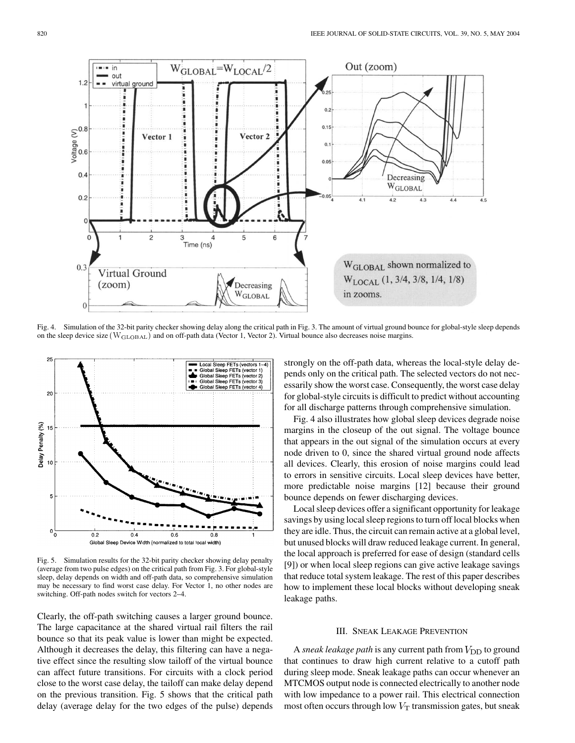Fig. 4. Simulation of the 32-bit parity checker showing delay along the critical path in Fig. 3. The amount of virtual ground bounce for global-style sleep depends on the sleep device size ($W_{GLOBAL}$) and on off-path data (Vector 1, Vector 2). Virtual bounce also decreases noise margins.

Fig. 5. Simulation results for the 32-bit parity checker showing delay penalty (average from two pulse edges) on the critical path from Fig. 3. For global-style sleep, delay depends on width and off-path data, so comprehensive simulation may be necessary to find worst case delay. For Vector 1, no other nodes are switching. Off-path nodes switch for vectors 2–4.

Clearly, the off-path switching causes a larger ground bounce. The large capacitance at the shared virtual rail filters the rail bounce so that its peak value is lower than might be expected. Although it decreases the delay, this filtering can have a negative effect since the resulting slow tailoff of the virtual bounce can affect future transitions. For circuits with a clock period close to the worst case delay, the tailoff can make delay depend on the previous transition. Fig. 5 shows that the critical path delay (average delay for the two edges of the pulse) depends strongly on the off-path data, whereas the local-style delay depends only on the critical path. The selected vectors do not necessarily show the worst case. Consequently, the worst case delay for global-style circuits is difficult to predict without accounting for all discharge patterns through comprehensive simulation.

Fig. 4 also illustrates how global sleep devices degrade noise margins in the closeup of the out signal. The voltage bounce that appears in the out signal of the simulation occurs at every node driven to 0, since the shared virtual ground node affects all devices. Clearly, this erosion of noise margins could lead to errors in sensitive circuits. Local sleep devices have better, more predictable noise margins [12] because their ground bounce depends on fewer discharging devices.

Local sleep devices offer a significant opportunity for leakage savings by using local sleep regions to turn off local blocks when they are idle. Thus, the circuit can remain active at a global level, but unused blocks will draw reduced leakage current. In general, the local approach is preferred for ease of design (standard cells [9]) or when local sleep regions can give active leakage savings that reduce total system leakage. The rest of this paper describes how to implement these local blocks without developing sneak leakage paths.

## III. Sneak Leakage Prevention

A *sneak leakage path* is any current path from $V_{DD}$ to ground that continues to draw high current relative to a cutoff path during sleep mode. Sneak leakage paths can occur whenever an MTCMOS output node is connected electrically to another node with low impedance to a power rail. This electrical connection most often occurs through low $V_T$ transmission gates, but sneak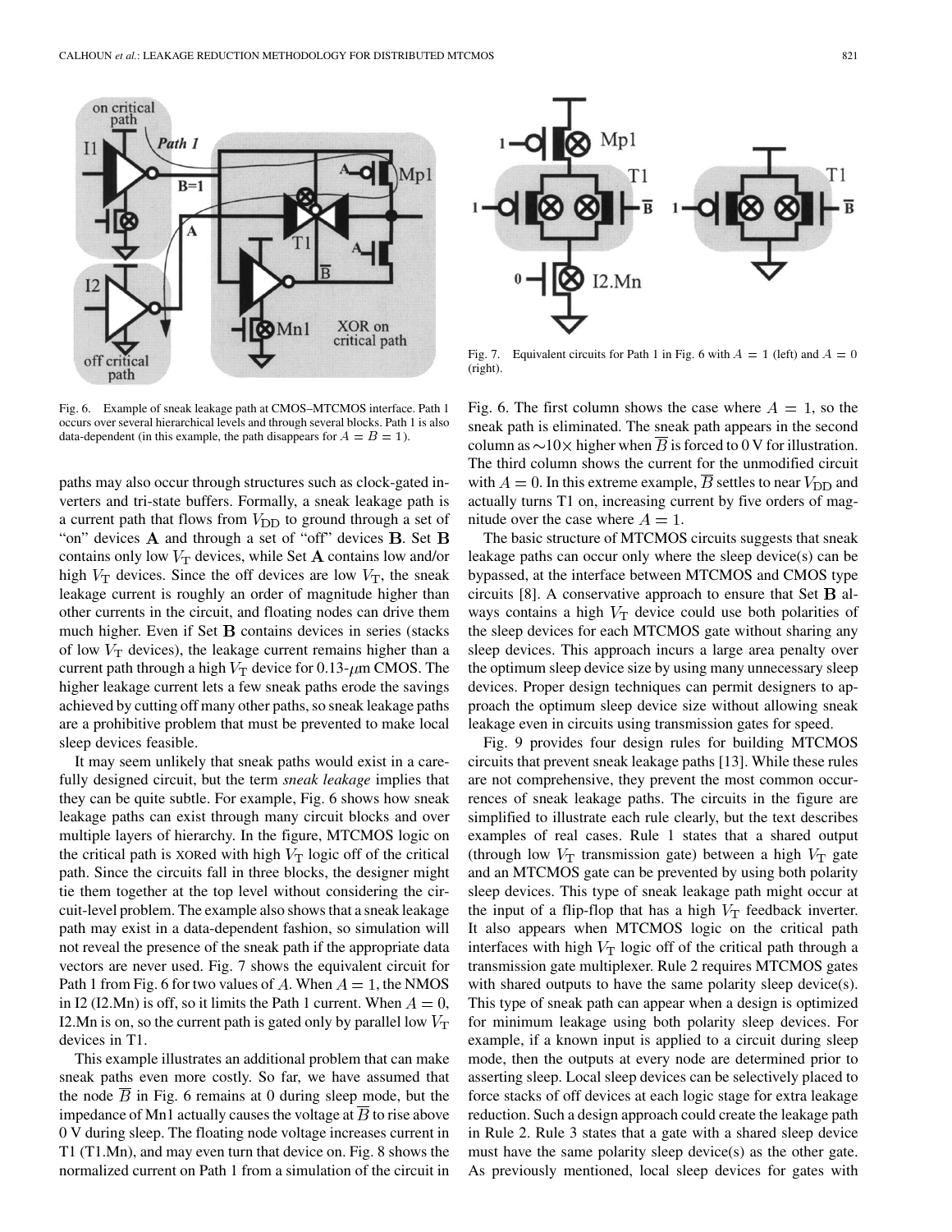Fig. 6. Example of sneak leakage path at CMOS–MTCMOS interface. Path 1 occurs over several hierarchical levels and through several blocks. Path 1 is also data-dependent (in this example, the path disappears for $A = B = 1$).

Fig. 7. Equivalent circuits for Path 1 in Fig. 6 with $A = 1$ (left) and $A = 0$ (right).

paths may also occur through structures such as clock-gated inverters and tri-state buffers. Formally, a sneak leakage path is a current path that flows from $V_{\rm DD}$ to ground through a set of "on" devices $\mathbf{A}$ and through a set of "off" devices $\mathbf{B}$. Set $\mathbf{B}$ contains only low $V_{\rm T}$ devices, while Set $\mathbf{A}$ contains low and/or high $V_{\rm T}$ devices. Since the off devices are low $V_{\rm T}$, the sneak leakage current is roughly an order of magnitude higher than other currents in the circuit, and floating nodes can drive them much higher. Even if Set $\mathbf{B}$ contains devices in series (stacks of low $V_{\rm T}$ devices), the leakage current remains higher than a current path through a high $V_{\rm T}$ device for 0.13-$\mu$m CMOS. The higher leakage current lets a few sneak paths erode the savings achieved by cutting off many other paths, so sneak leakage paths are a prohibitive problem that must be prevented to make local sleep devices feasible.

It may seem unlikely that sneak paths would exist in a carefully designed circuit, but the term *sneak leakage* implies that they can be quite subtle. For example, Fig. 6 shows how sneak leakage paths can exist through many circuit blocks and over multiple layers of hierarchy. In the figure, MTCMOS logic on the critical path is XORed with high $V_{\rm T}$ logic off of the critical path. Since the circuits fall in three blocks, the designer might tie them together at the top level without considering the circuit-level problem. The example also shows that a sneak leakage path may exist in a data-dependent fashion, so simulation will not reveal the presence of the sneak path if the appropriate data vectors are never used. Fig. 7 shows the equivalent circuit for Path 1 from Fig. 6 for two values of $A$. When $A = 1$, the NMOS in I2 (I2.Mn) is off, so it limits the Path 1 current. When $A = 0$, I2.Mn is on, so the current path is gated only by parallel low $V_{\rm T}$ devices in T1.

This example illustrates an additional problem that can make sneak paths even more costly. So far, we have assumed that the node $\overline{B}$ in Fig. 6 remains at 0 during sleep mode, but the impedance of Mn1 actually causes the voltage at $\overline{B}$ to rise above 0 V during sleep. The floating node voltage increases current in T1 (T1.Mn), and may even turn that device on. Fig. 8 shows the normalized current on Path 1 from a simulation of the circuit in Fig. 6. The first column shows the case where $A = 1$, so the sneak path is eliminated. The sneak path appears in the second column as $\sim$10$\times$ higher when $\overline{B}$ is forced to 0 V for illustration. The third column shows the current for the unmodified circuit with $A = 0$. In this extreme example, $\overline{B}$ settles to near $V_{\rm DD}$ and actually turns T1 on, increasing current by five orders of magnitude over the case where $A = 1$.

The basic structure of MTCMOS circuits suggests that sneak leakage paths can occur only where the sleep device(s) can be bypassed, at the interface between MTCMOS and CMOS type circuits [8]. A conservative approach to ensure that Set $\mathbf{B}$ always contains a high $V_{\rm T}$ device could use both polarities of the sleep devices for each MTCMOS gate without sharing any sleep devices. This approach incurs a large area penalty over the optimum sleep device size by using many unnecessary sleep devices. Proper design techniques can permit designers to approach the optimum sleep device size without allowing sneak leakage even in circuits using transmission gates for speed.

Fig. 9 provides four design rules for building MTCMOS circuits that prevent sneak leakage paths [13]. While these rules are not comprehensive, they prevent the most common occurrences of sneak leakage paths. The circuits in the figure are simplified to illustrate each rule clearly, but the text describes examples of real cases. Rule 1 states that a shared output (through low $V_{\rm T}$ transmission gate) between a high $V_{\rm T}$ gate and an MTCMOS gate can be prevented by using both polarity sleep devices. This type of sneak leakage path might occur at the input of a flip-flop that has a high $V_{\rm T}$ feedback inverter. It also appears when MTCMOS logic on the critical path interfaces with high $V_{\rm T}$ logic off of the critical path through a transmission gate multiplexer. Rule 2 requires MTCMOS gates with shared outputs to have the same polarity sleep device(s). This type of sneak path can appear when a design is optimized for minimum leakage using both polarity sleep devices. For example, if a known input is applied to a circuit during sleep mode, then the outputs at every node are determined prior to asserting sleep. Local sleep devices can be selectively placed to force stacks of off devices at each logic stage for extra leakage reduction. Such a design approach could create the leakage path in Rule 2. Rule 3 states that a gate with a shared sleep device must have the same polarity sleep device(s) as the other gate. As previously mentioned, local sleep devices for gates with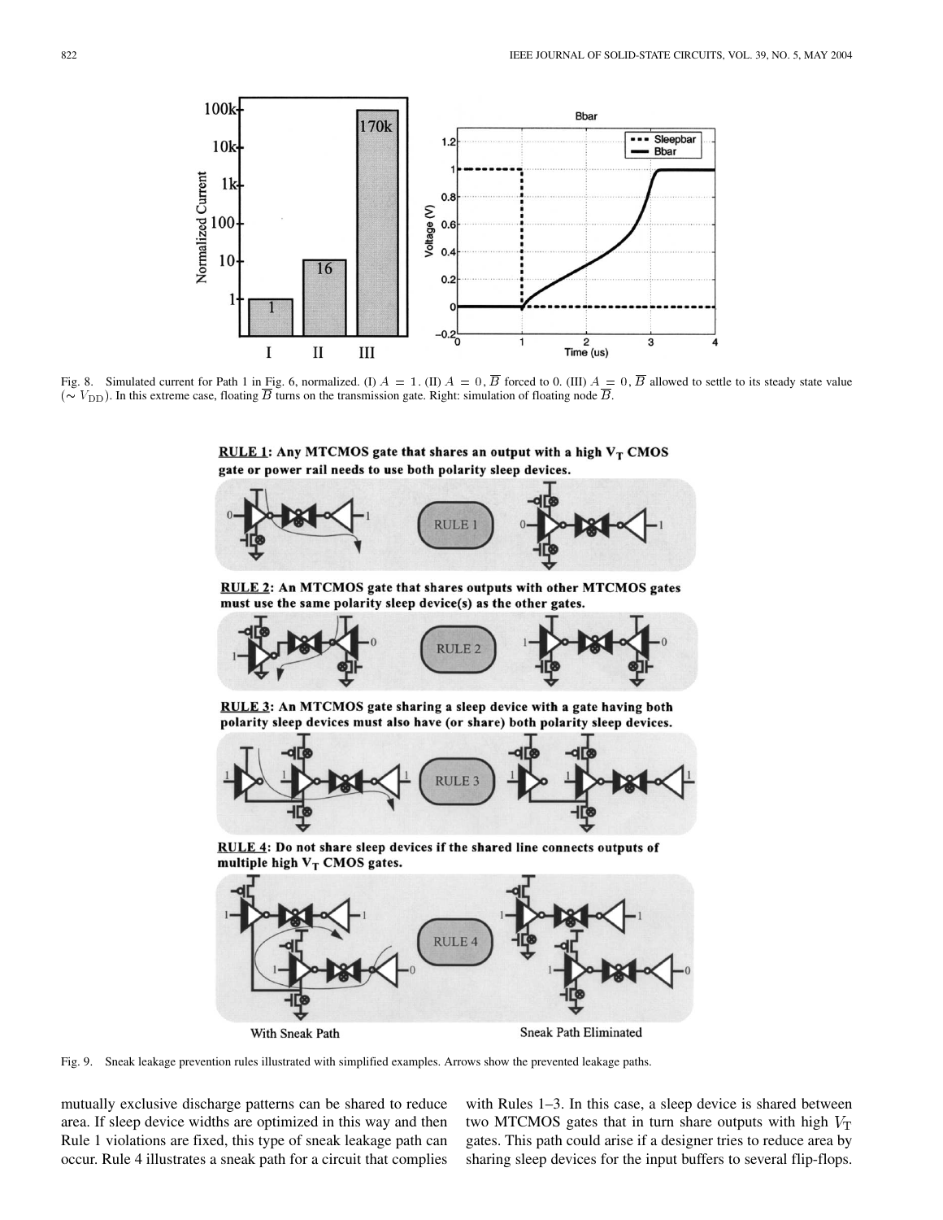Fig. 8. Simulated current for Path 1 in Fig. 6, normalized. (I) $A = 1$. (II) $A = 0$, $\overline{B}$ forced to 0. (III) $A = 0$, $\overline{B}$ allowed to settle to its steady state value ($\sim V_{\mathrm{DD}}$). In this extreme case, floating $\overline{B}$ turns on the transmission gate. Right: simulation of floating node $\overline{B}$.

**RULE 1**: Any MTCMOS gate that shares an output with a high $V_T$ CMOS gate or power rail needs to use both polarity sleep devices.

**RULE 2**: An MTCMOS gate that shares outputs with other MTCMOS gates must use the same polarity sleep device(s) as the other gates.

**RULE 3**: An MTCMOS gate sharing a sleep device with a gate having both polarity sleep devices must also have (or share) both polarity sleep devices.

**RULE 4**: Do not share sleep devices if the shared line connects outputs of multiple high $V_T$ CMOS gates.

With Sneak Path | Sneak Path Eliminated

Fig. 9. Sneak leakage prevention rules illustrated with simplified examples. Arrows show the prevented leakage paths.

mutually exclusive discharge patterns can be shared to reduce area. If sleep device widths are optimized in this way and then Rule 1 violations are fixed, this type of sneak leakage path can occur. Rule 4 illustrates a sneak path for a circuit that complies with Rules 1–3. In this case, a sleep device is shared between two MTCMOS gates that in turn share outputs with high $V_T$ gates. This path could arise if a designer tries to reduce area by sharing sleep devices for the input buffers to several flip-flops.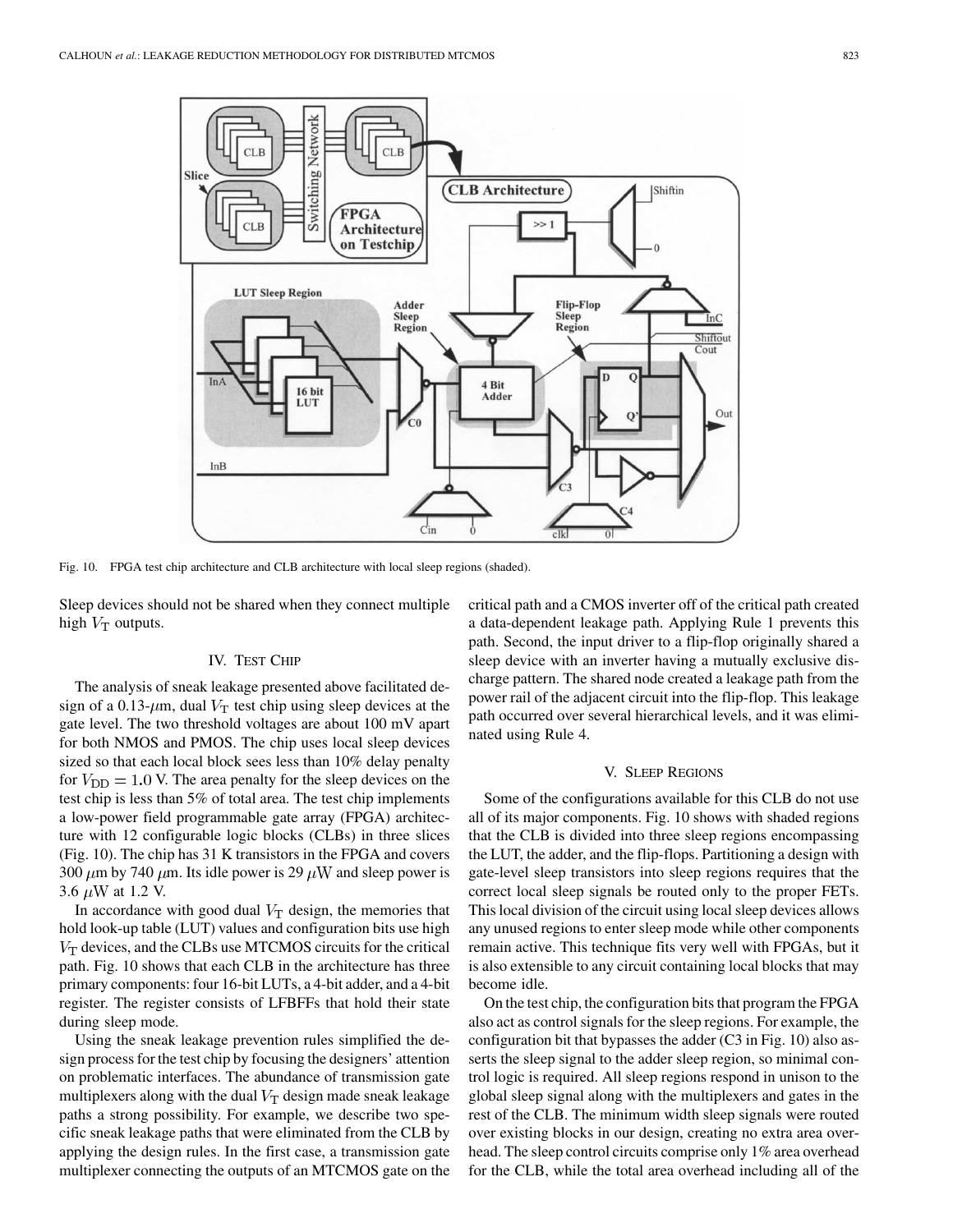Fig. 10. FPGA test chip architecture and CLB architecture with local sleep regions (shaded).

Sleep devices should not be shared when they connect multiple high $V_T$ outputs.

## IV. Test Chip

The analysis of sneak leakage presented above facilitated design of a 0.13-$\mu$m, dual $V_T$ test chip using sleep devices at the gate level. The two threshold voltages are about 100 mV apart for both NMOS and PMOS. The chip uses local sleep devices sized so that each local block sees less than 10% delay penalty for $V_{DD} = 1.0$ V. The area penalty for the sleep devices on the test chip is less than 5% of total area. The test chip implements a low-power field programmable gate array (FPGA) architecture with 12 configurable logic blocks (CLBs) in three slices (Fig. 10). The chip has 31 K transistors in the FPGA and covers 300 $\mu$m by 740 $\mu$m. Its idle power is 29 $\mu$W and sleep power is 3.6 $\mu$W at 1.2 V.

In accordance with good dual $V_T$ design, the memories that hold look-up table (LUT) values and configuration bits use high $V_T$ devices, and the CLBs use MTCMOS circuits for the critical path. Fig. 10 shows that each CLB in the architecture has three primary components: four 16-bit LUTs, a 4-bit adder, and a 4-bit register. The register consists of LFBFFs that hold their state during sleep mode.

Using the sneak leakage prevention rules simplified the design process for the test chip by focusing the designers' attention on problematic interfaces. The abundance of transmission gate multiplexers along with the dual $V_T$ design made sneak leakage paths a strong possibility. For example, we describe two specific sneak leakage paths that were eliminated from the CLB by applying the design rules. In the first case, a transmission gate multiplexer connecting the outputs of an MTCMOS gate on the critical path and a CMOS inverter off of the critical path created a data-dependent leakage path. Applying Rule 1 prevents this path. Second, the input driver to a flip-flop originally shared a sleep device with an inverter having a mutually exclusive discharge pattern. The shared node created a leakage path from the power rail of the adjacent circuit into the flip-flop. This leakage path occurred over several hierarchical levels, and it was eliminated using Rule 4.

## V. Sleep Regions

Some of the configurations available for this CLB do not use all of its major components. Fig. 10 shows with shaded regions that the CLB is divided into three sleep regions encompassing the LUT, the adder, and the flip-flops. Partitioning a design with gate-level sleep transistors into sleep regions requires that the correct local sleep signals be routed only to the proper FETs. This local division of the circuit using local sleep devices allows any unused regions to enter sleep mode while other components remain active. This technique fits very well with FPGAs, but it is also extensible to any circuit containing local blocks that may become idle.

On the test chip, the configuration bits that program the FPGA also act as control signals for the sleep regions. For example, the configuration bit that bypasses the adder (C3 in Fig. 10) also asserts the sleep signal to the adder sleep region, so minimal control logic is required. All sleep regions respond in unison to the global sleep signal along with the multiplexers and gates in the rest of the CLB. The minimum width sleep signals were routed over existing blocks in our design, creating no extra area overhead. The sleep control circuits comprise only 1% area overhead for the CLB, while the total area overhead including all of the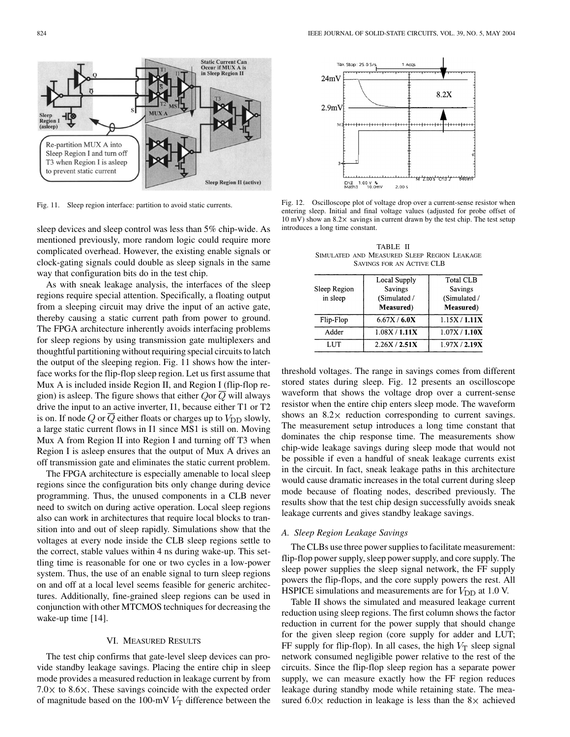Fig. 11. Sleep region interface: partition to avoid static currents.

sleep devices and sleep control was less than 5% chip-wide. As mentioned previously, more random logic could require more complicated overhead. However, the existing enable signals or clock-gating signals could double as sleep signals in the same way that configuration bits do in the test chip.

As with sneak leakage analysis, the interfaces of the sleep regions require special attention. Specifically, a floating output from a sleeping circuit may drive the input of an active gate, thereby causing a static current path from power to ground. The FPGA architecture inherently avoids interfacing problems for sleep regions by using transmission gate multiplexers and thoughtful partitioning without requiring special circuits to latch the output of the sleeping region. Fig. 11 shows how the interface works for the flip-flop sleep region. Let us first assume that Mux A is included inside Region II, and Region I (flip-flop region) is asleep. The figure shows that either $Q$ or $\overline{Q}$ will always drive the input to an active inverter, I1, because either T1 or T2 is on. If node $Q$ or $\overline{Q}$ either floats or charges up to $V_{DD}$ slowly, a large static current flows in I1 since MS1 is still on. Moving Mux A from Region II into Region I and turning off T3 when Region I is asleep ensures that the output of Mux A drives an off transmission gate and eliminates the static current problem.

The FPGA architecture is especially amenable to local sleep regions since the configuration bits only change during device programming. Thus, the unused components in a CLB never need to switch on during active operation. Local sleep regions also can work in architectures that require local blocks to transition into and out of sleep rapidly. Simulations show that the voltages at every node inside the CLB sleep regions settle to the correct, stable values within 4 ns during wake-up. This settling time is reasonable for one or two cycles in a low-power system. Thus, the use of an enable signal to turn sleep regions on and off at a local level seems feasible for generic architectures. Additionally, fine-grained sleep regions can be used in conjunction with other MTCMOS techniques for decreasing the wake-up time [14].

## VI. Measured Results

The test chip confirms that gate-level sleep devices can provide standby leakage savings. Placing the entire chip in sleep mode provides a measured reduction in leakage current by from 7.0× to 8.6×. These savings coincide with the expected order of magnitude based on the 100-mV $V_T$ difference between the threshold voltages. The range in savings comes from different stored states during sleep. Fig. 12 presents an oscilloscope waveform that shows the voltage drop over a current-sense resistor when the entire chip enters sleep mode. The waveform shows an 8.2× reduction corresponding to current savings. The measurement setup introduces a long time constant that dominates the chip response time. The measurements show chip-wide leakage savings during sleep mode that would not be possible if even a handful of sneak leakage currents exist in the circuit. In fact, sneak leakage paths in this architecture would cause dramatic increases in the total current during sleep mode because of floating nodes, described previously. The results show that the test chip design successfully avoids sneak leakage currents and gives standby leakage savings.

Fig. 12. Oscilloscope plot of voltage drop over a current-sense resistor when entering sleep. Initial and final voltage values (adjusted for probe offset of 10 mV) show an 8.2× savings in current drawn by the test chip. The test setup introduces a long time constant.

TABLE II
Simulated and Measured Sleep Region Leakage Savings for an Active CLB

| Sleep Region in sleep | Local Supply Savings (Simulated / **Measured**) | Total CLB Savings (Simulated / **Measured**) |
|---|---|---|
| Flip-Flop | 6.67X / **6.0X** | 1.15X / **1.11X** |
| Adder | 1.08X / **1.11X** | 1.07X / **1.10X** |
| LUT | 2.26X / **2.51X** | 1.97X / **2.19X** |

### A. Sleep Region Leakage Savings

The CLBs use three power supplies to facilitate measurement: flip-flop power supply, sleep power supply, and core supply. The sleep power supplies the sleep signal network, the FF supply powers the flip-flops, and the core supply powers the rest. All HSPICE simulations and measurements are for $V_{DD}$ at 1.0 V.

Table II shows the simulated and measured leakage current reduction using sleep regions. The first column shows the factor reduction in current for the power supply that should change for the given sleep region (core supply for adder and LUT; FF supply for flip-flop). In all cases, the high $V_T$ sleep signal network consumed negligible power relative to the rest of the circuits. Since the flip-flop sleep region has a separate power supply, we can measure exactly how the FF region reduces leakage during standby mode while retaining state. The measured 6.0× reduction in leakage is less than the 8× achieved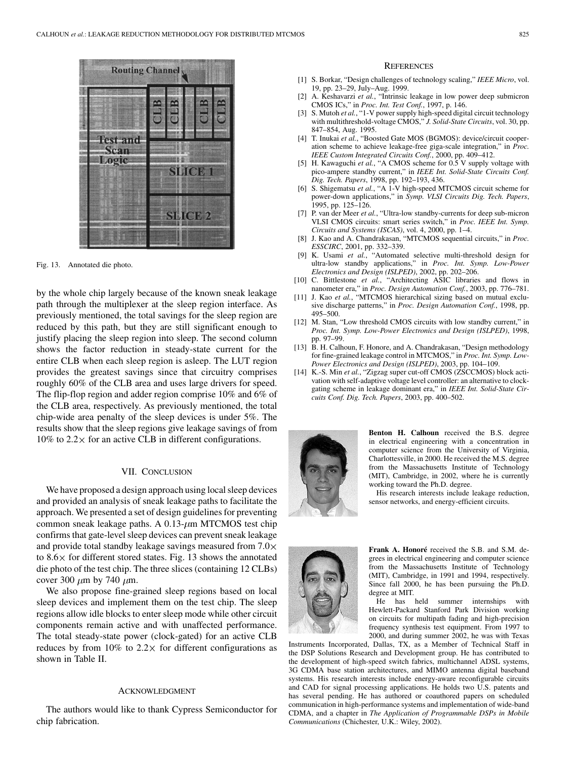Fig. 13. Annotated die photo.

by the whole chip largely because of the known sneak leakage path through the multiplexer at the sleep region interface. As previously mentioned, the total savings for the sleep region are reduced by this path, but they are still significant enough to justify placing the sleep region into sleep. The second column shows the factor reduction in steady-state current for the entire CLB when each sleep region is asleep. The LUT region provides the greatest savings since that circuitry comprises roughly 60% of the CLB area and uses large drivers for speed. The flip-flop region and adder region comprise 10% and 6% of the CLB area, respectively. As previously mentioned, the total chip-wide area penalty of the sleep devices is under 5%. The results show that the sleep regions give leakage savings of from 10% to 2.2× for an active CLB in different configurations.

## VII. Conclusion

We have proposed a design approach using local sleep devices and provided an analysis of sneak leakage paths to facilitate the approach. We presented a set of design guidelines for preventing common sneak leakage paths. A 0.13-$\mu$m MTCMOS test chip confirms that gate-level sleep devices can prevent sneak leakage and provide total standby leakage savings measured from 7.0× to 8.6× for different stored states. Fig. 13 shows the annotated die photo of the test chip. The three slices (containing 12 CLBs) cover 300 $\mu$m by 740 $\mu$m.

We also propose fine-grained sleep regions based on local sleep devices and implement them on the test chip. The sleep regions allow idle blocks to enter sleep mode while other circuit components remain active and with unaffected performance. The total steady-state power (clock-gated) for an active CLB reduces by from 10% to 2.2× for different configurations as shown in Table II.

## Acknowledgment

The authors would like to thank Cypress Semiconductor for chip fabrication.

## References

[1] S. Borkar, "Design challenges of technology scaling," *IEEE Micro*, vol. 19, pp. 23–29, July–Aug. 1999.

[2] A. Keshavarzi *et al.*, "Intrinsic leakage in low power deep submicron CMOS ICs," in *Proc. Int. Test Conf.*, 1997, p. 146.

[3] S. Mutoh *et al.*, "1-V power supply high-speed digital circuit technology with multithreshold-voltage CMOS," *J. Solid-State Circuits*, vol. 30, pp. 847–854, Aug. 1995.

[4] T. Inukai *et al.*, "Boosted Gate MOS (BGMOS): device/circuit cooperation scheme to achieve leakage-free giga-scale integration," in *Proc. IEEE Custom Integrated Circuits Conf.*, 2000, pp. 409–412.

[5] H. Kawaguchi *et al.*, "A CMOS scheme for 0.5 V supply voltage with pico-ampere standby current," in *IEEE Int. Solid-State Circuits Conf. Dig. Tech. Papers*, 1998, pp. 192–193, 436.

[6] S. Shigematsu *et al.*, "A 1-V high-speed MTCMOS circuit scheme for power-down applications," in *Symp. VLSI Circuits Dig. Tech. Papers*, 1995, pp. 125–126.

[7] P. van der Meer *et al.*, "Ultra-low standby-currents for deep sub-micron VLSI CMOS circuits: smart series switch," in *Proc. IEEE Int. Symp. Circuits and Systems (ISCAS)*, vol. 4, 2000, pp. 1–4.

[8] J. Kao and A. Chandrakasan, "MTCMOS sequential circuits," in *Proc. ESSCIRC*, 2001, pp. 332–339.

[9] K. Usami *et al.*, "Automated selective multi-threshold design for ultra-low standby applications," in *Proc. Int. Symp. Low-Power Electronics and Design (ISLPED)*, 2002, pp. 202–206.

[10] C. Bittlestone *et al.*, "Architecting ASIC libraries and flows in nanometer era," in *Proc. Design Automation Conf.*, 2003, pp. 776–781.

[11] J. Kao *et al.*, "MTCMOS hierarchical sizing based on mutual exclusive discharge patterns," in *Proc. Design Automation Conf.*, 1998, pp. 495–500.

[12] M. Stan, "Low threshold CMOS circuits with low standby current," in *Proc. Int. Symp. Low-Power Electronics and Design (ISLPED)*, 1998, pp. 97–99.

[13] B. H. Calhoun, F. Honore, and A. Chandrakasan, "Design methodology for fine-grained leakage control in MTCMOS," in *Proc. Int. Symp. Low-Power Electronics and Design (ISLPED)*, 2003, pp. 104–109.

[14] K.-S. Min *et al.*, "Zigzag super cut-off CMOS (ZSCCMOS) block activation with self-adaptive voltage level controller: an alternative to clock-gating scheme in leakage dominant era," in *IEEE Int. Solid-State Circuits Conf. Dig. Tech. Papers*, 2003, pp. 400–502.

**Benton H. Calhoun** received the B.S. degree in electrical engineering with a concentration in computer science from the University of Virginia, Charlottesville, in 2000. He received the M.S. degree from the Massachusetts Institute of Technology (MIT), Cambridge, in 2002, where he is currently working toward the Ph.D. degree.

His research interests include leakage reduction, sensor networks, and energy-efficient circuits.

**Frank A. Honoré** received the S.B. and S.M. degrees in electrical engineering and computer science from the Massachusetts Institute of Technology (MIT), Cambridge, in 1991 and 1994, respectively. Since fall 2000, he has been pursuing the Ph.D. degree at MIT.

He has held summer internships with Hewlett-Packard Stanford Park Division working on circuits for multipath fading and high-precision frequency synthesis test equipment. From 1997 to 2000, and during summer 2002, he was with Texas Instruments Incorporated, Dallas, TX, as a Member of Technical Staff in the DSP Solutions Research and Development group. He has contributed to the development of high-speed switch fabrics, multichannel ADSL systems, 3G CDMA base station architectures, and MIMO antenna digital baseband systems. His research interests include energy-aware reconfigurable circuits and CAD for signal processing applications. He holds two U.S. patents and has several pending. He has authored or coauthored papers on scheduled communication in high-performance systems and implementation of wide-band CDMA, and a chapter in *The Application of Programmable DSPs in Mobile Communications* (Chichester, U.K.: Wiley, 2002).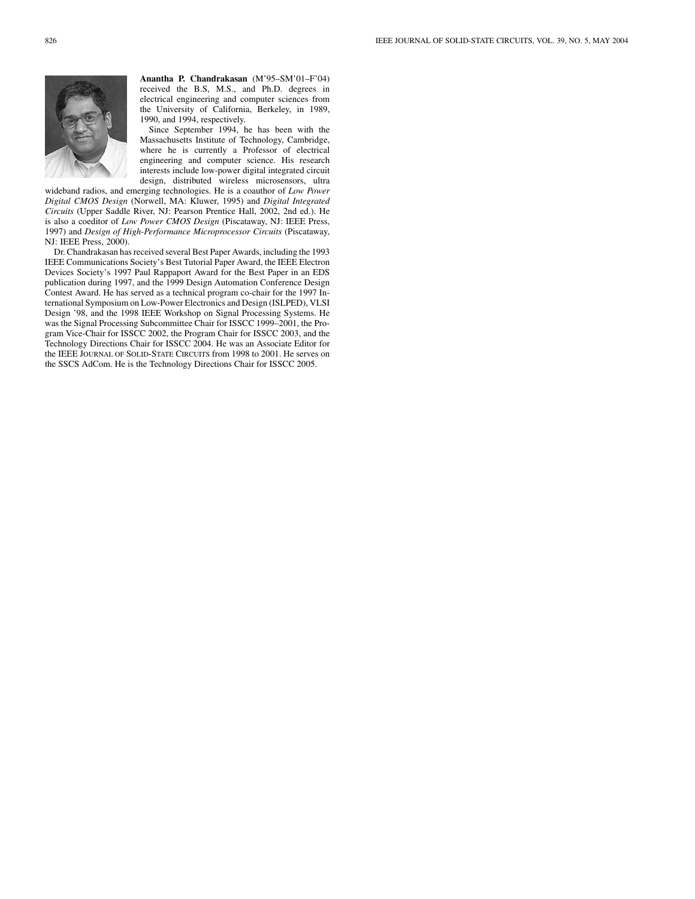**Anantha P. Chandrakasan** (M'95–SM'01–F'04) received the B.S, M.S., and Ph.D. degrees in electrical engineering and computer sciences from the University of California, Berkeley, in 1989, 1990, and 1994, respectively.

Since September 1994, he has been with the Massachusetts Institute of Technology, Cambridge, where he is currently a Professor of electrical engineering and computer science. His research interests include low-power digital integrated circuit design, distributed wireless microsensors, ultra wideband radios, and emerging technologies. He is a coauthor of *Low Power Digital CMOS Design* (Norwell, MA: Kluwer, 1995) and *Digital Integrated Circuits* (Upper Saddle River, NJ: Pearson Prentice Hall, 2002, 2nd ed.). He is also a coeditor of *Low Power CMOS Design* (Piscataway, NJ: IEEE Press, 1997) and *Design of High-Performance Microprocessor Circuits* (Piscataway, NJ: IEEE Press, 2000).

Dr. Chandrakasan has received several Best Paper Awards, including the 1993 IEEE Communications Society's Best Tutorial Paper Award, the IEEE Electron Devices Society's 1997 Paul Rappaport Award for the Best Paper in an EDS publication during 1997, and the 1999 Design Automation Conference Design Contest Award. He has served as a technical program co-chair for the 1997 International Symposium on Low-Power Electronics and Design (ISLPED), VLSI Design '98, and the 1998 IEEE Workshop on Signal Processing Systems. He was the Signal Processing Subcommittee Chair for ISSCC 1999–2001, the Program Vice-Chair for ISSCC 2002, the Program Chair for ISSCC 2003, and the Technology Directions Chair for ISSCC 2004. He was an Associate Editor for the IEEE JOURNAL OF SOLID-STATE CIRCUITS from 1998 to 2001. He serves on the SSCS AdCom. He is the Technology Directions Chair for ISSCC 2005.